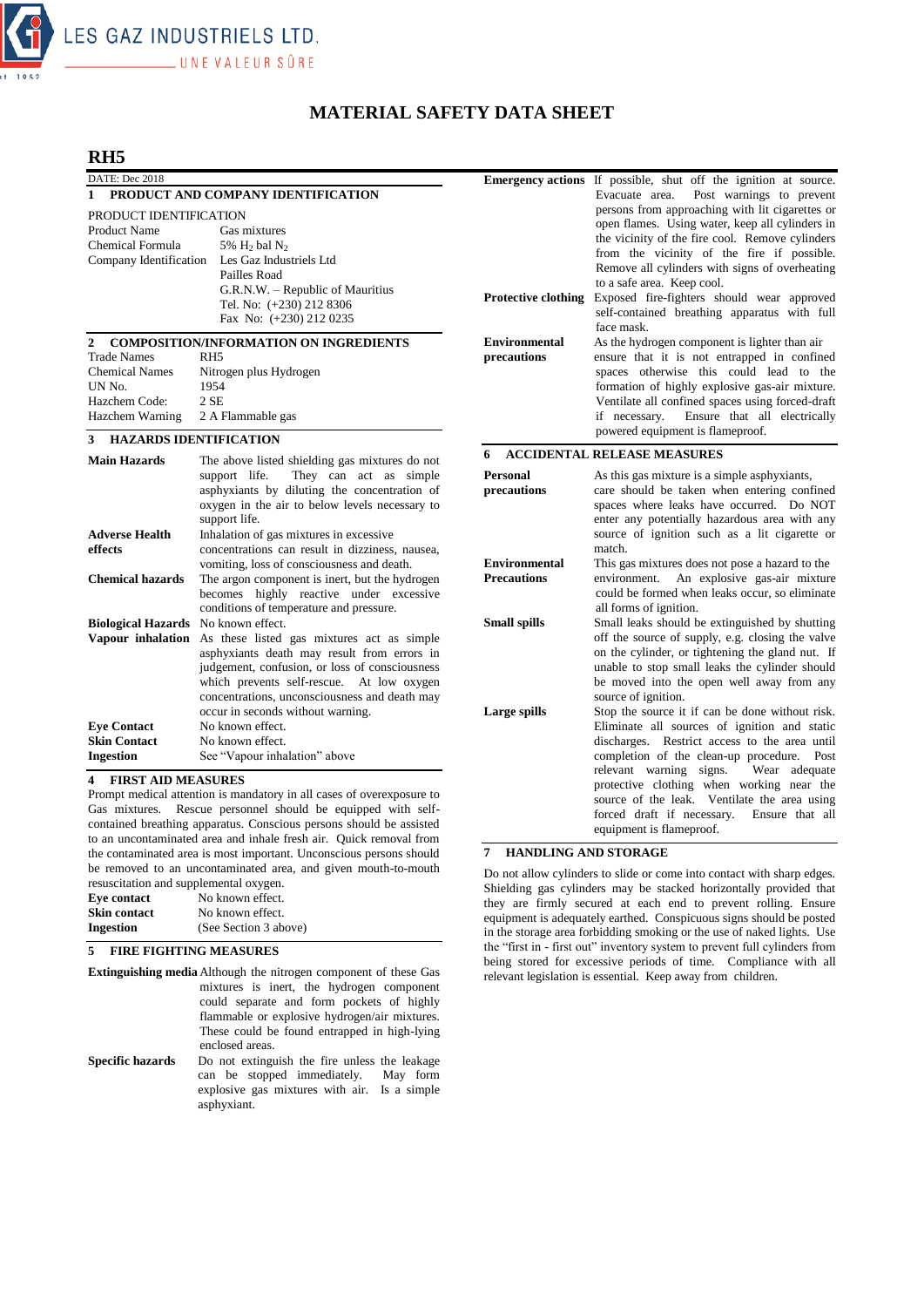LES GAZ INDUSTRIELS LTD.

UNE VALEUR SÛRE

# MATERIAL SAFETY DATA SHEET

## RH5

DATE: Dec 2018

### 1 PRODUCT AND COMPANY IDENTIFICATION

PRODUCT IDENTIFICATION

| | |
|---|---|
| Product Name | Gas mixtures |
| Chemical Formula | 5% $H_2$ bal $N_2$ |
| Company Identification | Les Gaz Industriels Ltd<br>Pailles Road<br>G.R.N.W. – Republic of Mauritius<br>Tel. No: (+230) 212 8306<br>Fax No: (+230) 212 0235 |

### 2 COMPOSITION/INFORMATION ON INGREDIENTS

| | |
|---|---|
| Trade Names | RH5 |
| Chemical Names | Nitrogen plus Hydrogen |
| UN No. | 1954 |
| Hazchem Code: | 2 SE |
| Hazchem Warning | 2 A Flammable gas |

### 3 HAZARDS IDENTIFICATION

**Main Hazards** The above listed shielding gas mixtures do not support life. They can act as simple asphyxiants by diluting the concentration of oxygen in the air to below levels necessary to support life.

**Adverse Health effects** Inhalation of gas mixtures in excessive concentrations can result in dizziness, nausea, vomiting, loss of consciousness and death.

**Chemical hazards** The argon component is inert, but the hydrogen becomes highly reactive under excessive conditions of temperature and pressure.

**Biological Hazards** No known effect.

**Vapour inhalation** As these listed gas mixtures act as simple asphyxiants death may result from errors in judgement, confusion, or loss of consciousness which prevents self-rescue. At low oxygen concentrations, unconsciousness and death may occur in seconds without warning.

**Eye Contact** No known effect.

**Skin Contact** No known effect.

**Ingestion** See "Vapour inhalation" above

### 4 FIRST AID MEASURES

Prompt medical attention is mandatory in all cases of overexposure to Gas mixtures. Rescue personnel should be equipped with self-contained breathing apparatus. Conscious persons should be assisted to an uncontaminated area and inhale fresh air. Quick removal from the contaminated area is most important. Unconscious persons should be removed to an uncontaminated area, and given mouth-to-mouth resuscitation and supplemental oxygen.

**Eye contact** No known effect.

**Skin contact** No known effect.

**Ingestion** (See Section 3 above)

### 5 FIRE FIGHTING MEASURES

**Extinguishing media** Although the nitrogen component of these Gas mixtures is inert, the hydrogen component could separate and form pockets of highly flammable or explosive hydrogen/air mixtures. These could be found entrapped in high-lying enclosed areas.

**Specific hazards** Do not extinguish the fire unless the leakage can be stopped immediately. May form explosive gas mixtures with air. Is a simple asphyxiant.

**Emergency actions** If possible, shut off the ignition at source. Evacuate area. Post warnings to prevent persons from approaching with lit cigarettes or open flames. Using water, keep all cylinders in the vicinity of the fire cool. Remove cylinders from the vicinity of the fire if possible. Remove all cylinders with signs of overheating to a safe area. Keep cool.

**Protective clothing** Exposed fire-fighters should wear approved self-contained breathing apparatus with full face mask.

**Environmental precautions** As the hydrogen component is lighter than air ensure that it is not entrapped in confined spaces otherwise this could lead to the formation of highly explosive gas-air mixture. Ventilate all confined spaces using forced-draft if necessary. Ensure that all electrically powered equipment is flameproof.

### 6 ACCIDENTAL RELEASE MEASURES

**Personal precautions** As this gas mixture is a simple asphyxiants, care should be taken when entering confined spaces where leaks have occurred. Do NOT enter any potentially hazardous area with any source of ignition such as a lit cigarette or match.

**Environmental Precautions** This gas mixtures does not pose a hazard to the environment. An explosive gas-air mixture could be formed when leaks occur, so eliminate all forms of ignition.

**Small spills** Small leaks should be extinguished by shutting off the source of supply, e.g. closing the valve on the cylinder, or tightening the gland nut. If unable to stop small leaks the cylinder should be moved into the open well away from any source of ignition.

**Large spills** Stop the source it if can be done without risk. Eliminate all sources of ignition and static discharges. Restrict access to the area until completion of the clean-up procedure. Post relevant warning signs. Wear adequate protective clothing when working near the source of the leak. Ventilate the area using forced draft if necessary. Ensure that all equipment is flameproof.

### 7 HANDLING AND STORAGE

Do not allow cylinders to slide or come into contact with sharp edges. Shielding gas cylinders may be stacked horizontally provided that they are firmly secured at each end to prevent rolling. Ensure equipment is adequately earthed. Conspicuous signs should be posted in the storage area forbidding smoking or the use of naked lights. Use the "first in - first out" inventory system to prevent full cylinders from being stored for excessive periods of time. Compliance with all relevant legislation is essential. Keep away from children.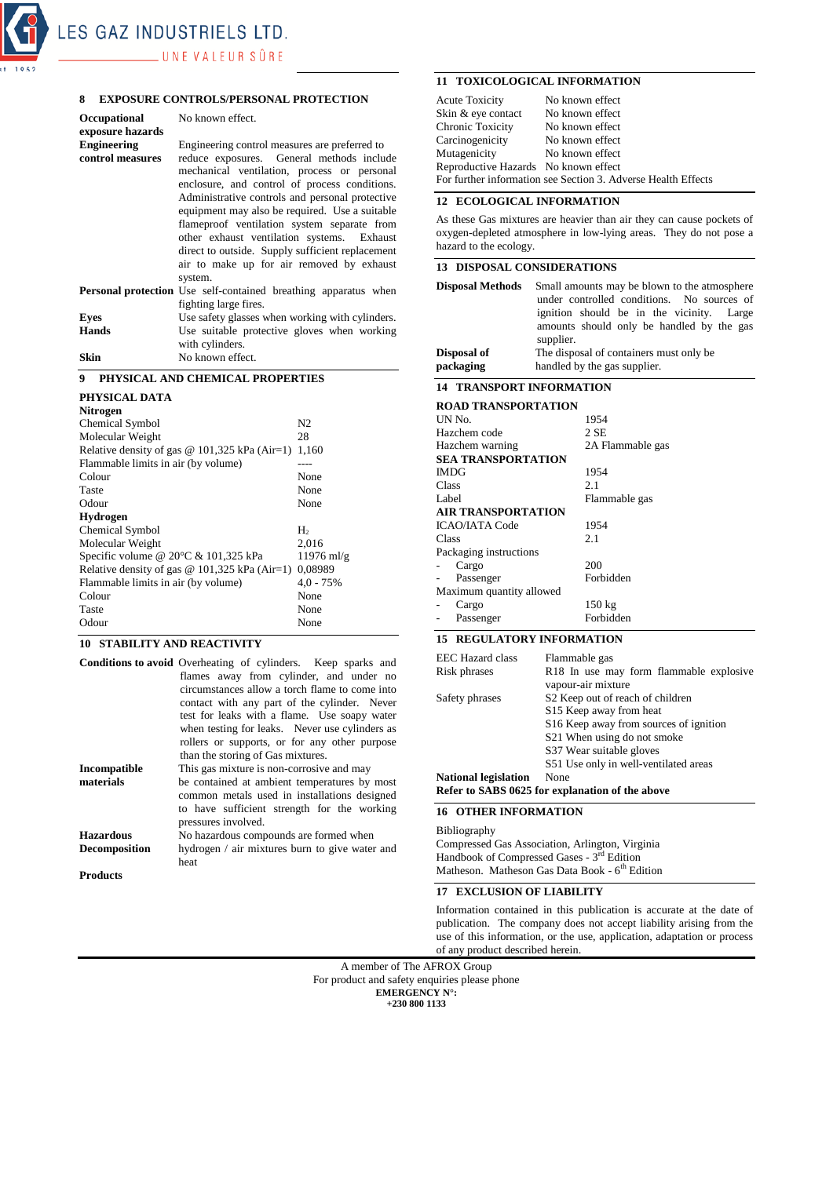LES GAZ INDUSTRIELS LTD.

UNE VALEUR SÛRE

## 8 EXPOSURE CONTROLS/PERSONAL PROTECTION

| | |
|---|---|
| **Occupational exposure hazards** | No known effect. |
| **Engineering control measures** | Engineering control measures are preferred to reduce exposures. General methods include mechanical ventilation, process or personal enclosure, and control of process conditions. Administrative controls and personal protective equipment may also be required. Use a suitable flameproof ventilation system separate from other exhaust ventilation systems. Exhaust direct to outside. Supply sufficient replacement air to make up for air removed by exhaust system. |
| **Personal protection** | Use self-contained breathing apparatus when fighting large fires. |
| **Eyes** | Use safety glasses when working with cylinders. |
| **Hands** | Use suitable protective gloves when working with cylinders. |
| **Skin** | No known effect. |

## 9 PHYSICAL AND CHEMICAL PROPERTIES

**PHYSICAL DATA**

**Nitrogen**

| | |
|---|---|
| Chemical Symbol | N2 |
| Molecular Weight | 28 |
| Relative density of gas @ 101,325 kPa (Air=1) | 1,160 |
| Flammable limits in air (by volume) | ---- |
| Colour | None |
| Taste | None |
| Odour | None |

**Hydrogen**

| | |
|---|---|
| Chemical Symbol | $H_2$ |
| Molecular Weight | 2,016 |
| Specific volume @ 20°C & 101,325 kPa | 11976 ml/g |
| Relative density of gas @ 101,325 kPa (Air=1) | 0,08989 |
| Flammable limits in air (by volume) | 4,0 - 75% |
| Colour | None |
| Taste | None |
| Odour | None |

## 10 STABILITY AND REACTIVITY

| | |
|---|---|
| **Conditions to avoid** | Overheating of cylinders. Keep sparks and flames away from cylinder, and under no circumstances allow a torch flame to come into contact with any part of the cylinder. Never test for leaks with a flame. Use soapy water when testing for leaks. Never use cylinders as rollers or supports, or for any other purpose than the storing of Gas mixtures. |
| **Incompatible materials** | This gas mixture is non-corrosive and may be contained at ambient temperatures by most common metals used in installations designed to have sufficient strength for the working pressures involved. |
| **Hazardous Decomposition Products** | No hazardous compounds are formed when hydrogen / air mixtures burn to give water and heat |

## 11 TOXICOLOGICAL INFORMATION

| | |
|---|---|
| Acute Toxicity | No known effect |
| Skin & eye contact | No known effect |
| Chronic Toxicity | No known effect |
| Carcinogenicity | No known effect |
| Mutagenicity | No known effect |
| Reproductive Hazards | No known effect |

For further information see Section 3. Adverse Health Effects

## 12 ECOLOGICAL INFORMATION

As these Gas mixtures are heavier than air they can cause pockets of oxygen-depleted atmosphere in low-lying areas. They do not pose a hazard to the ecology.

## 13 DISPOSAL CONSIDERATIONS

| | |
|---|---|
| **Disposal Methods** | Small amounts may be blown to the atmosphere under controlled conditions. No sources of ignition should be in the vicinity. Large amounts should only be handled by the gas supplier. |
| **Disposal of packaging** | The disposal of containers must only be handled by the gas supplier. |

## 14 TRANSPORT INFORMATION

**ROAD TRANSPORTATION**

| | |
|---|---|
| UN No. | 1954 |
| Hazchem code | 2 SE |
| Hazchem warning | 2A Flammable gas |

**SEA TRANSPORTATION**

| | |
|---|---|
| IMDG | 1954 |
| Class | 2.1 |
| Label | Flammable gas |

**AIR TRANSPORTATION**

| | |
|---|---|
| ICAO/IATA Code | 1954 |
| Class | 2.1 |
| Packaging instructions | |
| - Cargo | 200 |
| - Passenger | Forbidden |
| Maximum quantity allowed | |
| - Cargo | 150 kg |
| - Passenger | Forbidden |

## 15 REGULATORY INFORMATION

| | |
|---|---|
| EEC Hazard class | Flammable gas |
| Risk phrases | R18 In use may form flammable explosive vapour-air mixture |
| Safety phrases | S2 Keep out of reach of children<br>S15 Keep away from heat<br>S16 Keep away from sources of ignition<br>S21 When using do not smoke<br>S37 Wear suitable gloves<br>S51 Use only in well-ventilated areas |
| **National legislation** | None |

**Refer to SABS 0625 for explanation of the above**

## 16 OTHER INFORMATION

Bibliography

Compressed Gas Association, Arlington, Virginia

Handbook of Compressed Gases - 3rd Edition

Matheson. Matheson Gas Data Book - 6th Edition

## 17 EXCLUSION OF LIABILITY

Information contained in this publication is accurate at the date of publication. The company does not accept liability arising from the use of this information, or the use, application, adaptation or process of any product described herein.

A member of The AFROX Group

For product and safety enquiries please phone

**EMERGENCY N°:**

**+230 800 1133**